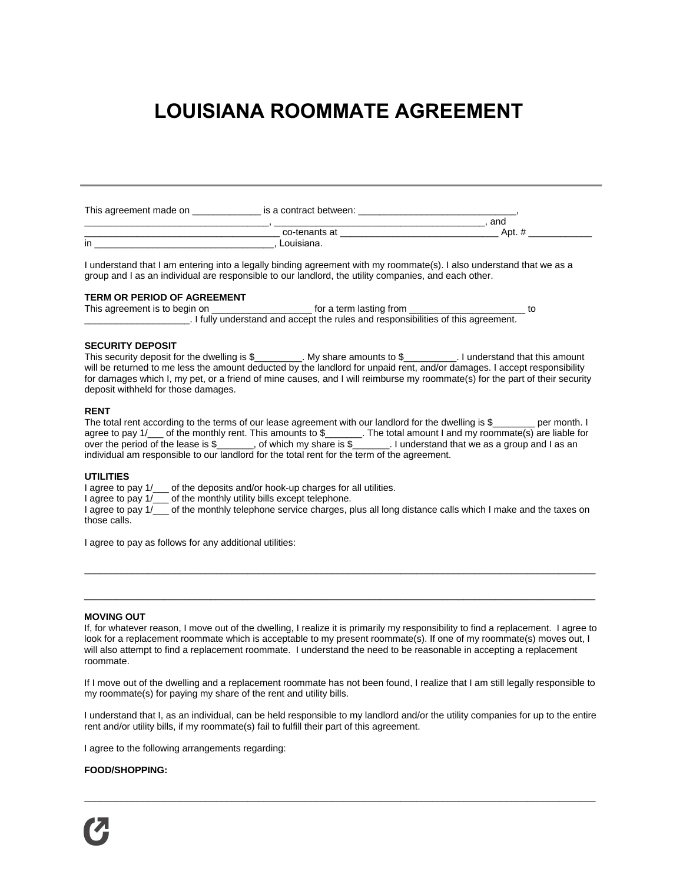# LOUISIANA ROOMMATE AGREEMENT

---

This agreement made on _____________ is a contract between: ______________________________, ___________________________________, ________________________________________, and ____________________________________ co-tenants at _______________________________ Apt. # ____________ in __________________________________, Louisiana.

I understand that I am entering into a legally binding agreement with my roommate(s). I also understand that we as a group and I as an individual are responsible to our landlord, the utility companies, and each other.

**TERM OR PERIOD OF AGREEMENT**
This agreement is to begin on ___________________ for a term lasting from ______________________ to ____________________. I fully understand and accept the rules and responsibilities of this agreement.

**SECURITY DEPOSIT**
This security deposit for the dwelling is $_________. My share amounts to $__________. I understand that this amount will be returned to me less the amount deducted by the landlord for unpaid rent, and/or damages. I accept responsibility for damages which I, my pet, or a friend of mine causes, and I will reimburse my roommate(s) for the part of their security deposit withheld for those damages.

**RENT**
The total rent according to the terms of our lease agreement with our landlord for the dwelling is $________ per month. I agree to pay 1/___ of the monthly rent. This amounts to $_______. The total amount I and my roommate(s) are liable for over the period of the lease is $_______, of which my share is $_______. I understand that we as a group and I as an individual am responsible to our landlord for the total rent for the term of the agreement.

**UTILITIES**
I agree to pay 1/___ of the deposits and/or hook-up charges for all utilities.
I agree to pay 1/___ of the monthly utility bills except telephone.
I agree to pay 1/___ of the monthly telephone service charges, plus all long distance calls which I make and the taxes on those calls.

I agree to pay as follows for any additional utilities:

_____________________________________________________________________________________________

_____________________________________________________________________________________________

**MOVING OUT**
If, for whatever reason, I move out of the dwelling, I realize it is primarily my responsibility to find a replacement. I agree to look for a replacement roommate which is acceptable to my present roommate(s). If one of my roommate(s) moves out, I will also attempt to find a replacement roommate. I understand the need to be reasonable in accepting a replacement roommate.

If I move out of the dwelling and a replacement roommate has not been found, I realize that I am still legally responsible to my roommate(s) for paying my share of the rent and utility bills.

I understand that I, as an individual, can be held responsible to my landlord and/or the utility companies for up to the entire rent and/or utility bills, if my roommate(s) fail to fulfill their part of this agreement.

I agree to the following arrangements regarding:

**FOOD/SHOPPING:**

_____________________________________________________________________________________________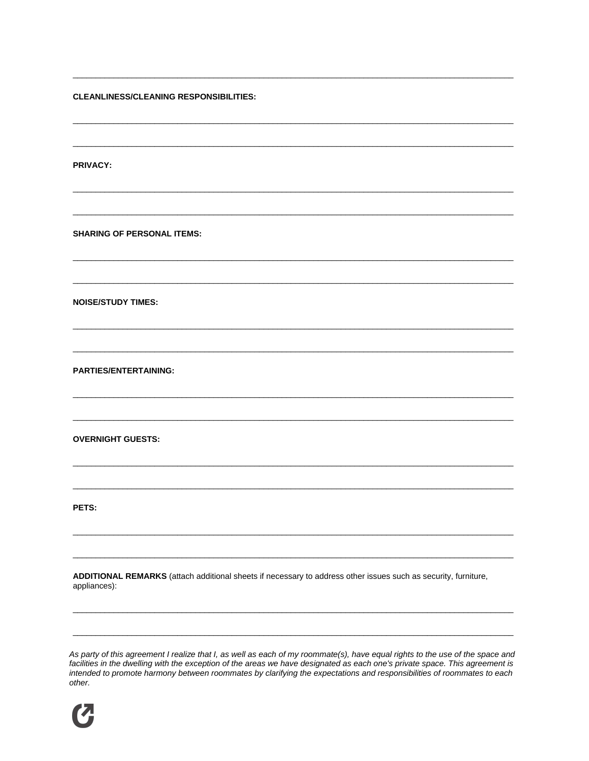______________________________________________________________________________

**CLEANLINESS/CLEANING RESPONSIBILITIES:**

______________________________________________________________________________

______________________________________________________________________________

**PRIVACY:**

______________________________________________________________________________

______________________________________________________________________________

**SHARING OF PERSONAL ITEMS:**

______________________________________________________________________________

______________________________________________________________________________

**NOISE/STUDY TIMES:**

______________________________________________________________________________

______________________________________________________________________________

**PARTIES/ENTERTAINING:**

______________________________________________________________________________

______________________________________________________________________________

**OVERNIGHT GUESTS:**

______________________________________________________________________________

______________________________________________________________________________

**PETS:**

______________________________________________________________________________

______________________________________________________________________________

**ADDITIONAL REMARKS** (attach additional sheets if necessary to address other issues such as security, furniture, appliances):

______________________________________________________________________________

______________________________________________________________________________

*As party of this agreement I realize that I, as well as each of my roommate(s), have equal rights to the use of the space and facilities in the dwelling with the exception of the areas we have designated as each one's private space. This agreement is intended to promote harmony between roommates by clarifying the expectations and responsibilities of roommates to each other.*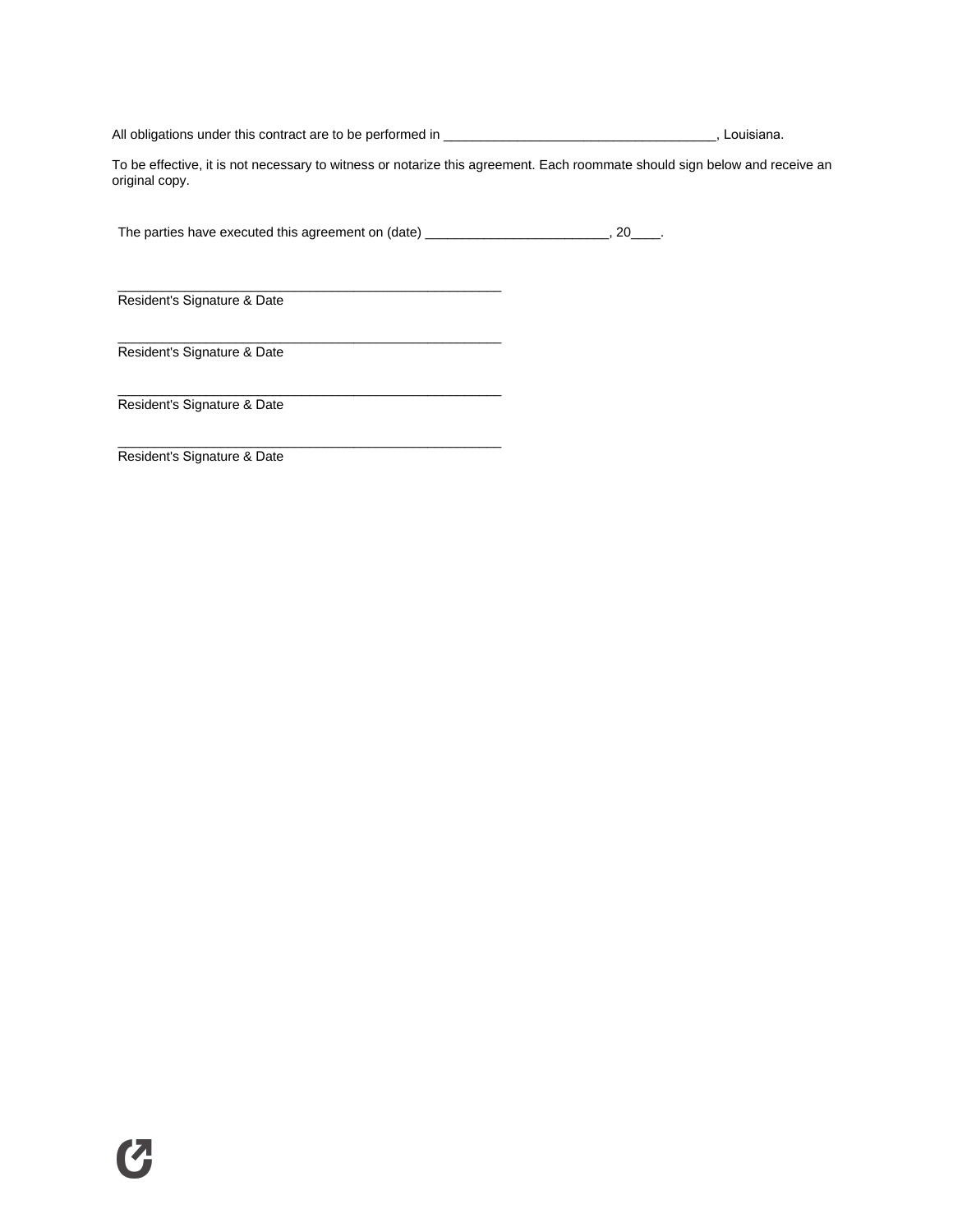All obligations under this contract are to be performed in _____________________________________, Louisiana.

To be effective, it is not necessary to witness or notarize this agreement. Each roommate should sign below and receive an original copy.

The parties have executed this agreement on (date) _________________________, 20____.

_____________________________________________________
Resident's Signature & Date

_____________________________________________________
Resident's Signature & Date

_____________________________________________________
Resident's Signature & Date

_____________________________________________________
Resident's Signature & Date